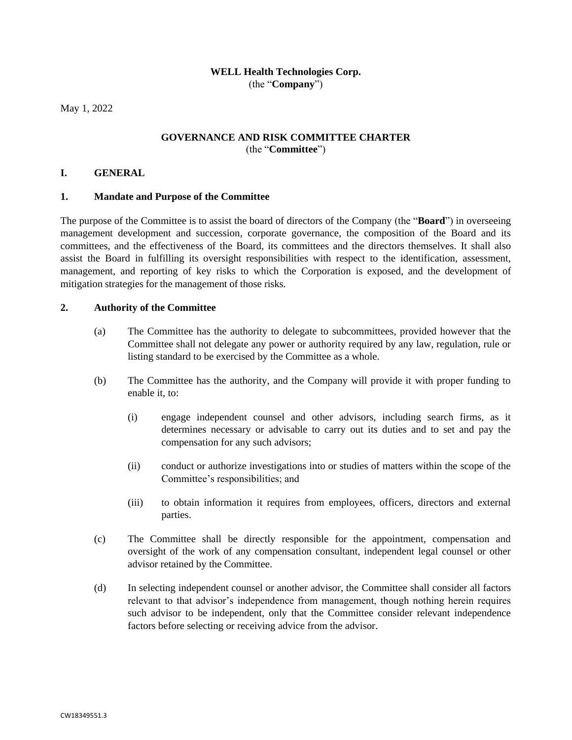**WELL Health Technologies Corp.**
(the "**Company**")

May 1, 2022

**GOVERNANCE AND RISK COMMITTEE CHARTER**
(the "**Committee**")

## I. GENERAL

### 1. Mandate and Purpose of the Committee

The purpose of the Committee is to assist the board of directors of the Company (the "**Board**") in overseeing management development and succession, corporate governance, the composition of the Board and its committees, and the effectiveness of the Board, its committees and the directors themselves. It shall also assist the Board in fulfilling its oversight responsibilities with respect to the identification, assessment, management, and reporting of key risks to which the Corporation is exposed, and the development of mitigation strategies for the management of those risks.

### 2. Authority of the Committee

(a) The Committee has the authority to delegate to subcommittees, provided however that the Committee shall not delegate any power or authority required by any law, regulation, rule or listing standard to be exercised by the Committee as a whole.

(b) The Committee has the authority, and the Company will provide it with proper funding to enable it, to:

(i) engage independent counsel and other advisors, including search firms, as it determines necessary or advisable to carry out its duties and to set and pay the compensation for any such advisors;

(ii) conduct or authorize investigations into or studies of matters within the scope of the Committee's responsibilities; and

(iii) to obtain information it requires from employees, officers, directors and external parties.

(c) The Committee shall be directly responsible for the appointment, compensation and oversight of the work of any compensation consultant, independent legal counsel or other advisor retained by the Committee.

(d) In selecting independent counsel or another advisor, the Committee shall consider all factors relevant to that advisor's independence from management, though nothing herein requires such advisor to be independent, only that the Committee consider relevant independence factors before selecting or receiving advice from the advisor.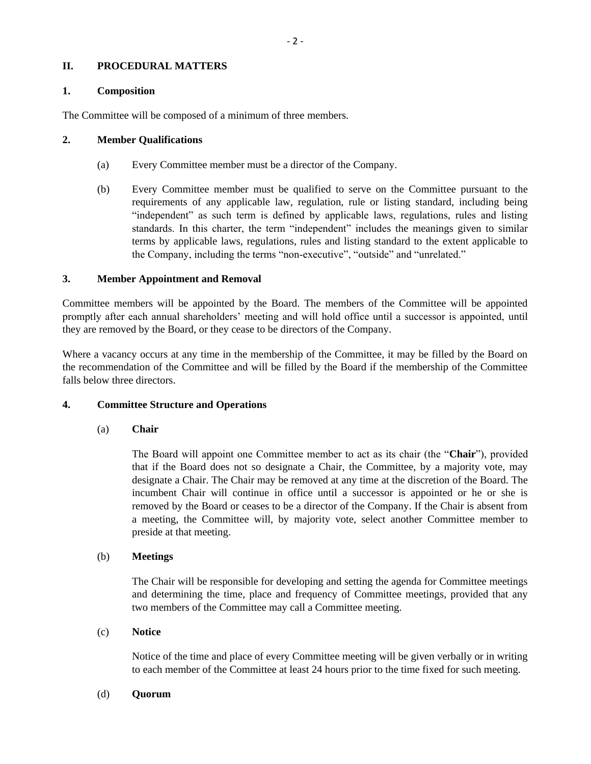## II. PROCEDURAL MATTERS

### 1. Composition

The Committee will be composed of a minimum of three members.

### 2. Member Qualifications

(a) Every Committee member must be a director of the Company.

(b) Every Committee member must be qualified to serve on the Committee pursuant to the requirements of any applicable law, regulation, rule or listing standard, including being "independent" as such term is defined by applicable laws, regulations, rules and listing standards. In this charter, the term "independent" includes the meanings given to similar terms by applicable laws, regulations, rules and listing standard to the extent applicable to the Company, including the terms "non-executive", "outside" and "unrelated."

### 3. Member Appointment and Removal

Committee members will be appointed by the Board. The members of the Committee will be appointed promptly after each annual shareholders' meeting and will hold office until a successor is appointed, until they are removed by the Board, or they cease to be directors of the Company.

Where a vacancy occurs at any time in the membership of the Committee, it may be filled by the Board on the recommendation of the Committee and will be filled by the Board if the membership of the Committee falls below three directors.

### 4. Committee Structure and Operations

(a) **Chair**

The Board will appoint one Committee member to act as its chair (the "**Chair**"), provided that if the Board does not so designate a Chair, the Committee, by a majority vote, may designate a Chair. The Chair may be removed at any time at the discretion of the Board. The incumbent Chair will continue in office until a successor is appointed or he or she is removed by the Board or ceases to be a director of the Company. If the Chair is absent from a meeting, the Committee will, by majority vote, select another Committee member to preside at that meeting.

(b) **Meetings**

The Chair will be responsible for developing and setting the agenda for Committee meetings and determining the time, place and frequency of Committee meetings, provided that any two members of the Committee may call a Committee meeting.

(c) **Notice**

Notice of the time and place of every Committee meeting will be given verbally or in writing to each member of the Committee at least 24 hours prior to the time fixed for such meeting.

(d) **Quorum**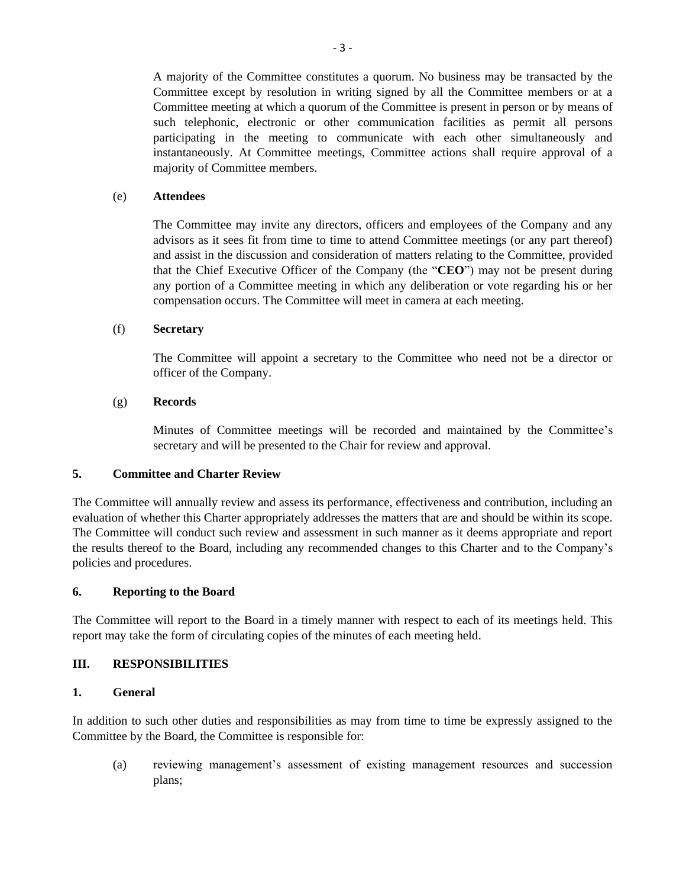A majority of the Committee constitutes a quorum. No business may be transacted by the Committee except by resolution in writing signed by all the Committee members or at a Committee meeting at which a quorum of the Committee is present in person or by means of such telephonic, electronic or other communication facilities as permit all persons participating in the meeting to communicate with each other simultaneously and instantaneously. At Committee meetings, Committee actions shall require approval of a majority of Committee members.

(e) **Attendees**

The Committee may invite any directors, officers and employees of the Company and any advisors as it sees fit from time to time to attend Committee meetings (or any part thereof) and assist in the discussion and consideration of matters relating to the Committee, provided that the Chief Executive Officer of the Company (the "**CEO**") may not be present during any portion of a Committee meeting in which any deliberation or vote regarding his or her compensation occurs. The Committee will meet in camera at each meeting.

(f) **Secretary**

The Committee will appoint a secretary to the Committee who need not be a director or officer of the Company.

(g) **Records**

Minutes of Committee meetings will be recorded and maintained by the Committee's secretary and will be presented to the Chair for review and approval.

### 5. Committee and Charter Review

The Committee will annually review and assess its performance, effectiveness and contribution, including an evaluation of whether this Charter appropriately addresses the matters that are and should be within its scope. The Committee will conduct such review and assessment in such manner as it deems appropriate and report the results thereof to the Board, including any recommended changes to this Charter and to the Company's policies and procedures.

### 6. Reporting to the Board

The Committee will report to the Board in a timely manner with respect to each of its meetings held. This report may take the form of circulating copies of the minutes of each meeting held.

## III. RESPONSIBILITIES

### 1. General

In addition to such other duties and responsibilities as may from time to time be expressly assigned to the Committee by the Board, the Committee is responsible for:

(a) reviewing management's assessment of existing management resources and succession plans;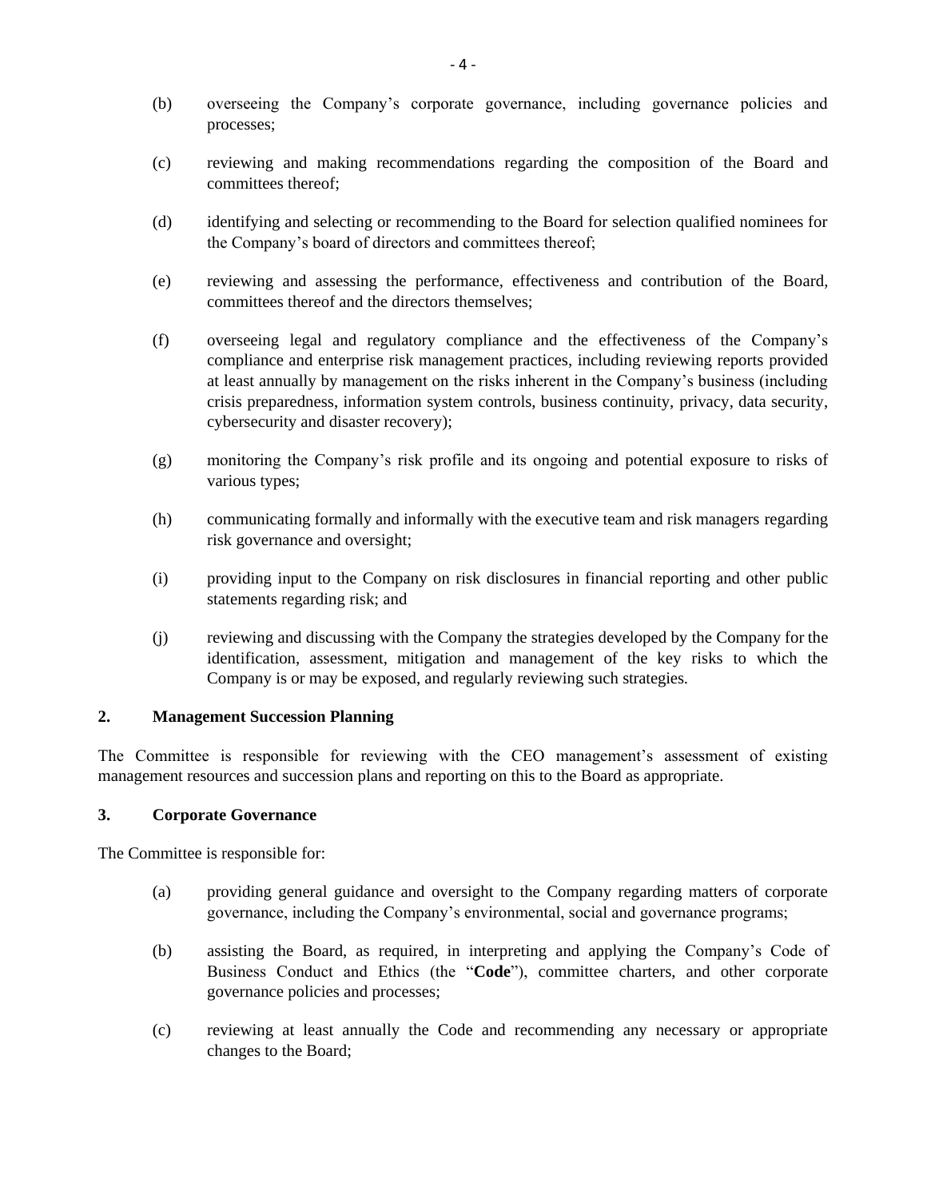(b) overseeing the Company's corporate governance, including governance policies and processes;

(c) reviewing and making recommendations regarding the composition of the Board and committees thereof;

(d) identifying and selecting or recommending to the Board for selection qualified nominees for the Company's board of directors and committees thereof;

(e) reviewing and assessing the performance, effectiveness and contribution of the Board, committees thereof and the directors themselves;

(f) overseeing legal and regulatory compliance and the effectiveness of the Company's compliance and enterprise risk management practices, including reviewing reports provided at least annually by management on the risks inherent in the Company's business (including crisis preparedness, information system controls, business continuity, privacy, data security, cybersecurity and disaster recovery);

(g) monitoring the Company's risk profile and its ongoing and potential exposure to risks of various types;

(h) communicating formally and informally with the executive team and risk managers regarding risk governance and oversight;

(i) providing input to the Company on risk disclosures in financial reporting and other public statements regarding risk; and

(j) reviewing and discussing with the Company the strategies developed by the Company for the identification, assessment, mitigation and management of the key risks to which the Company is or may be exposed, and regularly reviewing such strategies.

## 2. Management Succession Planning

The Committee is responsible for reviewing with the CEO management's assessment of existing management resources and succession plans and reporting on this to the Board as appropriate.

## 3. Corporate Governance

The Committee is responsible for:

(a) providing general guidance and oversight to the Company regarding matters of corporate governance, including the Company's environmental, social and governance programs;

(b) assisting the Board, as required, in interpreting and applying the Company's Code of Business Conduct and Ethics (the "**Code**"), committee charters, and other corporate governance policies and processes;

(c) reviewing at least annually the Code and recommending any necessary or appropriate changes to the Board;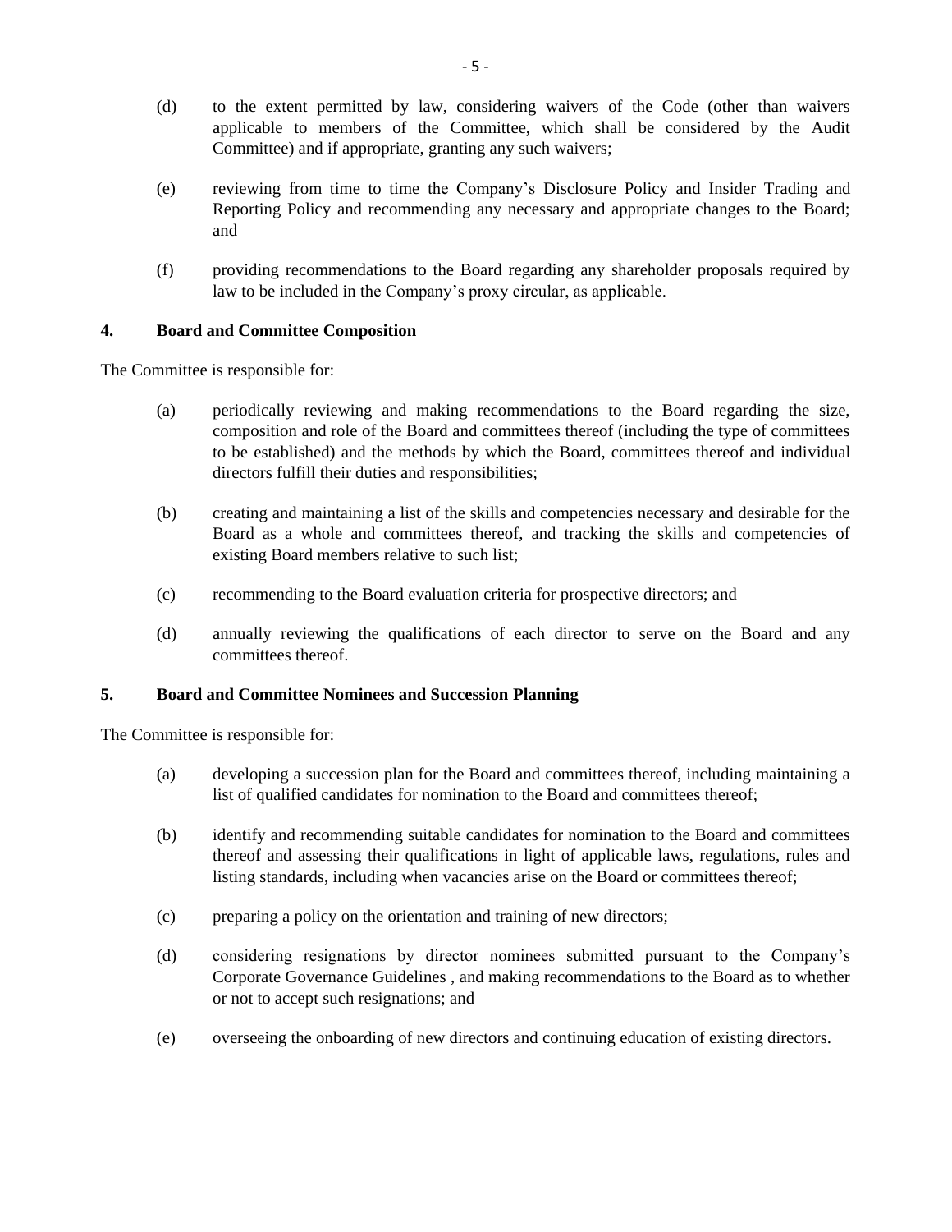(d) to the extent permitted by law, considering waivers of the Code (other than waivers applicable to members of the Committee, which shall be considered by the Audit Committee) and if appropriate, granting any such waivers;

(e) reviewing from time to time the Company's Disclosure Policy and Insider Trading and Reporting Policy and recommending any necessary and appropriate changes to the Board; and

(f) providing recommendations to the Board regarding any shareholder proposals required by law to be included in the Company's proxy circular, as applicable.

### 4. Board and Committee Composition

The Committee is responsible for:

(a) periodically reviewing and making recommendations to the Board regarding the size, composition and role of the Board and committees thereof (including the type of committees to be established) and the methods by which the Board, committees thereof and individual directors fulfill their duties and responsibilities;

(b) creating and maintaining a list of the skills and competencies necessary and desirable for the Board as a whole and committees thereof, and tracking the skills and competencies of existing Board members relative to such list;

(c) recommending to the Board evaluation criteria for prospective directors; and

(d) annually reviewing the qualifications of each director to serve on the Board and any committees thereof.

### 5. Board and Committee Nominees and Succession Planning

The Committee is responsible for:

(a) developing a succession plan for the Board and committees thereof, including maintaining a list of qualified candidates for nomination to the Board and committees thereof;

(b) identify and recommending suitable candidates for nomination to the Board and committees thereof and assessing their qualifications in light of applicable laws, regulations, rules and listing standards, including when vacancies arise on the Board or committees thereof;

(c) preparing a policy on the orientation and training of new directors;

(d) considering resignations by director nominees submitted pursuant to the Company's Corporate Governance Guidelines , and making recommendations to the Board as to whether or not to accept such resignations; and

(e) overseeing the onboarding of new directors and continuing education of existing directors.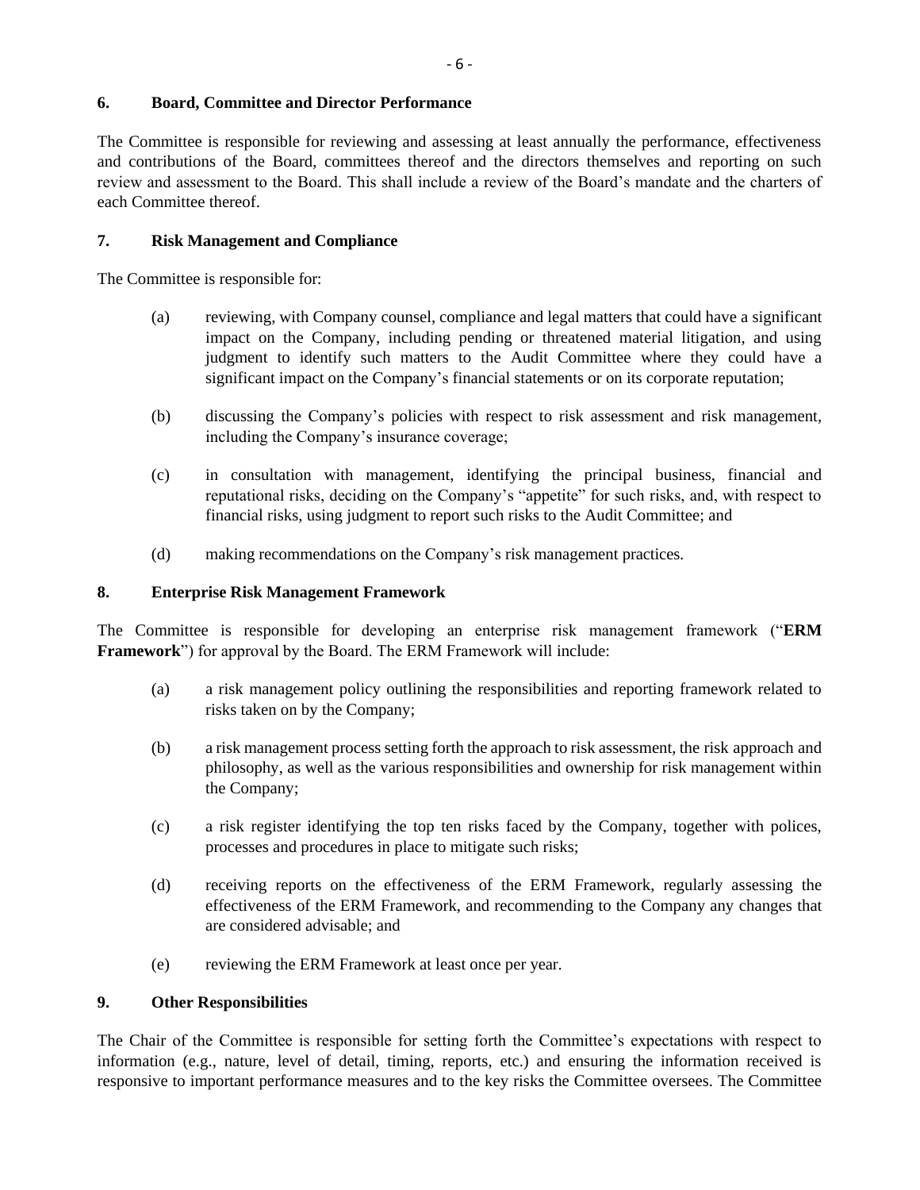## 6. Board, Committee and Director Performance

The Committee is responsible for reviewing and assessing at least annually the performance, effectiveness and contributions of the Board, committees thereof and the directors themselves and reporting on such review and assessment to the Board. This shall include a review of the Board's mandate and the charters of each Committee thereof.

## 7. Risk Management and Compliance

The Committee is responsible for:

(a) reviewing, with Company counsel, compliance and legal matters that could have a significant impact on the Company, including pending or threatened material litigation, and using judgment to identify such matters to the Audit Committee where they could have a significant impact on the Company's financial statements or on its corporate reputation;

(b) discussing the Company's policies with respect to risk assessment and risk management, including the Company's insurance coverage;

(c) in consultation with management, identifying the principal business, financial and reputational risks, deciding on the Company's "appetite" for such risks, and, with respect to financial risks, using judgment to report such risks to the Audit Committee; and

(d) making recommendations on the Company's risk management practices.

## 8. Enterprise Risk Management Framework

The Committee is responsible for developing an enterprise risk management framework ("**ERM Framework**") for approval by the Board. The ERM Framework will include:

(a) a risk management policy outlining the responsibilities and reporting framework related to risks taken on by the Company;

(b) a risk management process setting forth the approach to risk assessment, the risk approach and philosophy, as well as the various responsibilities and ownership for risk management within the Company;

(c) a risk register identifying the top ten risks faced by the Company, together with polices, processes and procedures in place to mitigate such risks;

(d) receiving reports on the effectiveness of the ERM Framework, regularly assessing the effectiveness of the ERM Framework, and recommending to the Company any changes that are considered advisable; and

(e) reviewing the ERM Framework at least once per year.

## 9. Other Responsibilities

The Chair of the Committee is responsible for setting forth the Committee's expectations with respect to information (e.g., nature, level of detail, timing, reports, etc.) and ensuring the information received is responsive to important performance measures and to the key risks the Committee oversees. The Committee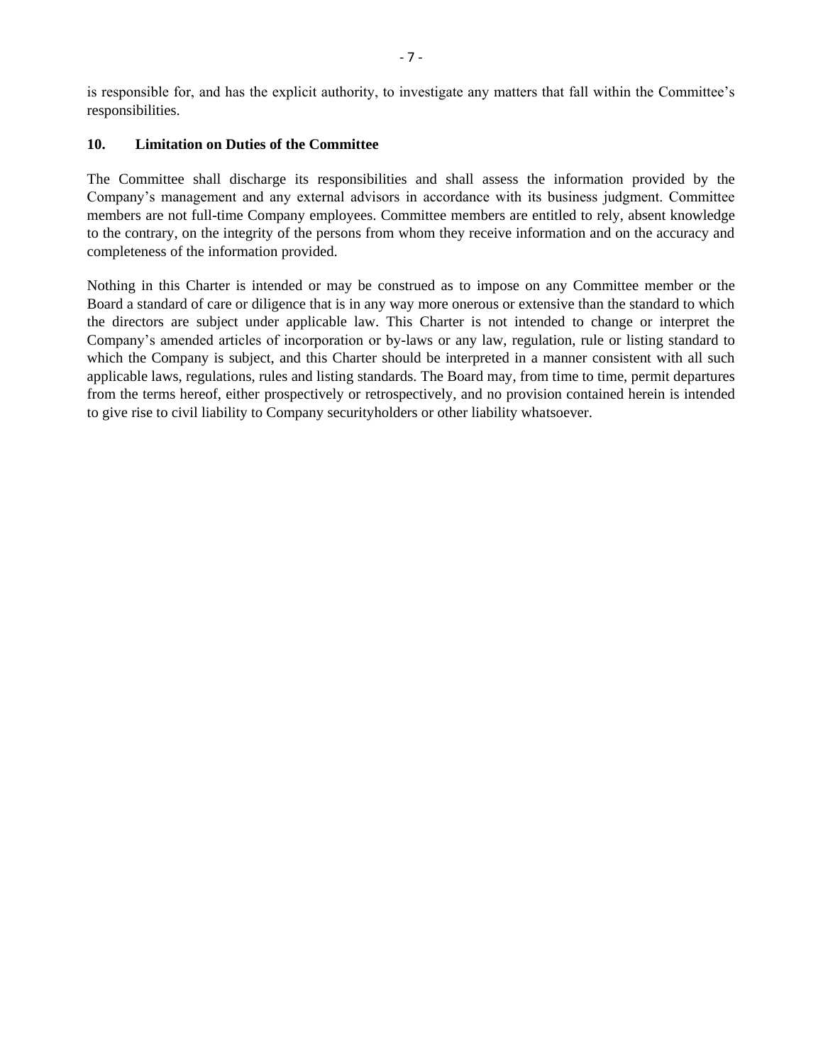is responsible for, and has the explicit authority, to investigate any matters that fall within the Committee's responsibilities.

### 10. Limitation on Duties of the Committee

The Committee shall discharge its responsibilities and shall assess the information provided by the Company's management and any external advisors in accordance with its business judgment. Committee members are not full-time Company employees. Committee members are entitled to rely, absent knowledge to the contrary, on the integrity of the persons from whom they receive information and on the accuracy and completeness of the information provided.

Nothing in this Charter is intended or may be construed as to impose on any Committee member or the Board a standard of care or diligence that is in any way more onerous or extensive than the standard to which the directors are subject under applicable law. This Charter is not intended to change or interpret the Company's amended articles of incorporation or by-laws or any law, regulation, rule or listing standard to which the Company is subject, and this Charter should be interpreted in a manner consistent with all such applicable laws, regulations, rules and listing standards. The Board may, from time to time, permit departures from the terms hereof, either prospectively or retrospectively, and no provision contained herein is intended to give rise to civil liability to Company securityholders or other liability whatsoever.